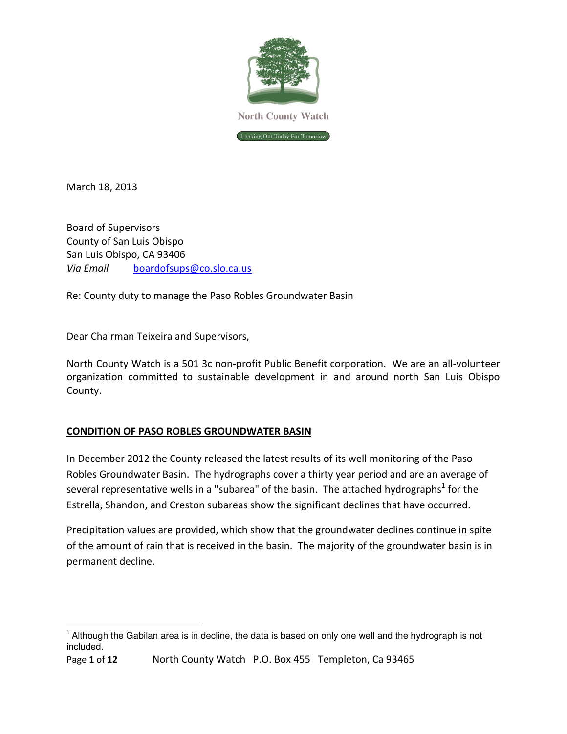North County Watch

Looking Out Today For Tomorrow

March 18, 2013

Board of Supervisors
County of San Luis Obispo
San Luis Obispo, CA 93406
*Via Email* boardofsups@co.slo.ca.us

Re: County duty to manage the Paso Robles Groundwater Basin

Dear Chairman Teixeira and Supervisors,

North County Watch is a 501 3c non-profit Public Benefit corporation. We are an all-volunteer organization committed to sustainable development in and around north San Luis Obispo County.

## CONDITION OF PASO ROBLES GROUNDWATER BASIN

In December 2012 the County released the latest results of its well monitoring of the Paso Robles Groundwater Basin. The hydrographs cover a thirty year period and are an average of several representative wells in a "subarea" of the basin. The attached hydrographs[1] for the Estrella, Shandon, and Creston subareas show the significant declines that have occurred.

Precipitation values are provided, which show that the groundwater declines continue in spite of the amount of rain that is received in the basin. The majority of the groundwater basin is in permanent decline.

[1] Although the Gabilan area is in decline, the data is based on only one well and the hydrograph is not included.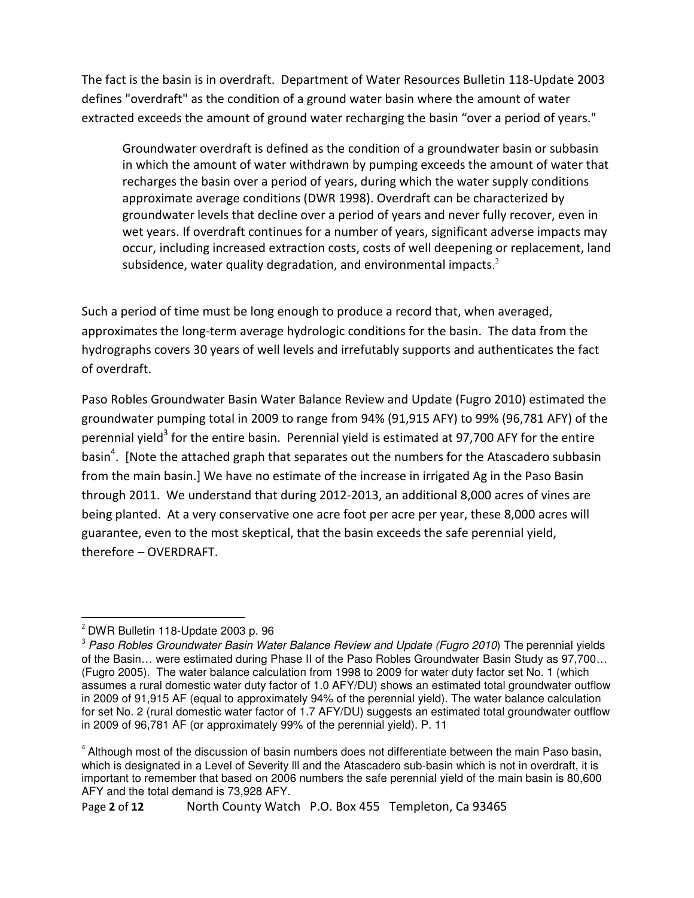The fact is the basin is in overdraft. Department of Water Resources Bulletin 118-Update 2003 defines "overdraft" as the condition of a ground water basin where the amount of water extracted exceeds the amount of ground water recharging the basin "over a period of years."

> Groundwater overdraft is defined as the condition of a groundwater basin or subbasin in which the amount of water withdrawn by pumping exceeds the amount of water that recharges the basin over a period of years, during which the water supply conditions approximate average conditions (DWR 1998). Overdraft can be characterized by groundwater levels that decline over a period of years and never fully recover, even in wet years. If overdraft continues for a number of years, significant adverse impacts may occur, including increased extraction costs, costs of well deepening or replacement, land subsidence, water quality degradation, and environmental impacts.[2]

Such a period of time must be long enough to produce a record that, when averaged, approximates the long-term average hydrologic conditions for the basin. The data from the hydrographs covers 30 years of well levels and irrefutably supports and authenticates the fact of overdraft.

Paso Robles Groundwater Basin Water Balance Review and Update (Fugro 2010) estimated the groundwater pumping total in 2009 to range from 94% (91,915 AFY) to 99% (96,781 AFY) of the perennial yield[3] for the entire basin. Perennial yield is estimated at 97,700 AFY for the entire basin[4]. [Note the attached graph that separates out the numbers for the Atascadero subbasin from the main basin.] We have no estimate of the increase in irrigated Ag in the Paso Basin through 2011. We understand that during 2012-2013, an additional 8,000 acres of vines are being planted. At a very conservative one acre foot per acre per year, these 8,000 acres will guarantee, even to the most skeptical, that the basin exceeds the safe perennial yield, therefore – OVERDRAFT.

---

[2] DWR Bulletin 118-Update 2003 p. 96

[3] *Paso Robles Groundwater Basin Water Balance Review and Update (Fugro 2010*) The perennial yields of the Basin… were estimated during Phase II of the Paso Robles Groundwater Basin Study as 97,700… (Fugro 2005). The water balance calculation from 1998 to 2009 for water duty factor set No. 1 (which assumes a rural domestic water duty factor of 1.0 AFY/DU) shows an estimated total groundwater outflow in 2009 of 91,915 AF (equal to approximately 94% of the perennial yield). The water balance calculation for set No. 2 (rural domestic water factor of 1.7 AFY/DU) suggests an estimated total groundwater outflow in 2009 of 96,781 AF (or approximately 99% of the perennial yield). P. 11

[4] Although most of the discussion of basin numbers does not differentiate between the main Paso basin, which is designated in a Level of Severity III and the Atascadero sub-basin which is not in overdraft, it is important to remember that based on 2006 numbers the safe perennial yield of the main basin is 80,600 AFY and the total demand is 73,928 AFY.

North County Watch P.O. Box 455 Templeton, Ca 93465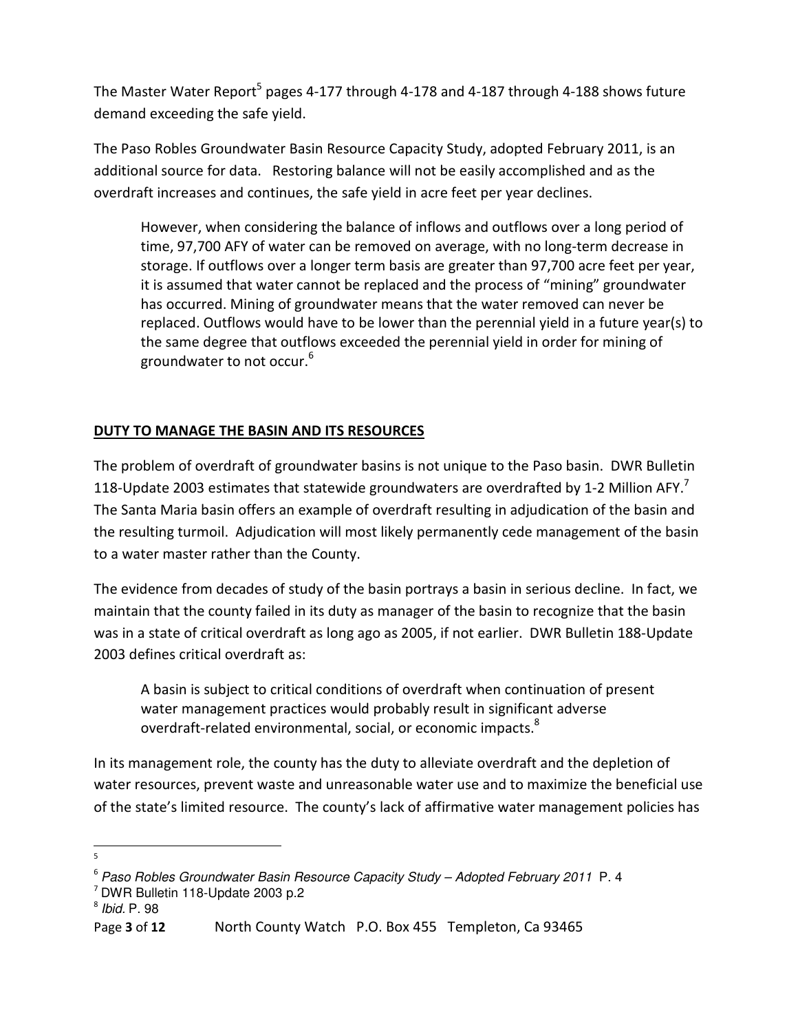The Master Water Report[5] pages 4-177 through 4-178 and 4-187 through 4-188 shows future demand exceeding the safe yield.

The Paso Robles Groundwater Basin Resource Capacity Study, adopted February 2011, is an additional source for data. Restoring balance will not be easily accomplished and as the overdraft increases and continues, the safe yield in acre feet per year declines.

> However, when considering the balance of inflows and outflows over a long period of time, 97,700 AFY of water can be removed on average, with no long-term decrease in storage. If outflows over a longer term basis are greater than 97,700 acre feet per year, it is assumed that water cannot be replaced and the process of "mining" groundwater has occurred. Mining of groundwater means that the water removed can never be replaced. Outflows would have to be lower than the perennial yield in a future year(s) to the same degree that outflows exceeded the perennial yield in order for mining of groundwater to not occur.[6]

## DUTY TO MANAGE THE BASIN AND ITS RESOURCES

The problem of overdraft of groundwater basins is not unique to the Paso basin. DWR Bulletin 118-Update 2003 estimates that statewide groundwaters are overdrafted by 1-2 Million AFY.[7] The Santa Maria basin offers an example of overdraft resulting in adjudication of the basin and the resulting turmoil. Adjudication will most likely permanently cede management of the basin to a water master rather than the County.

The evidence from decades of study of the basin portrays a basin in serious decline. In fact, we maintain that the county failed in its duty as manager of the basin to recognize that the basin was in a state of critical overdraft as long ago as 2005, if not earlier. DWR Bulletin 188-Update 2003 defines critical overdraft as:

> A basin is subject to critical conditions of overdraft when continuation of present water management practices would probably result in significant adverse overdraft-related environmental, social, or economic impacts.[8]

In its management role, the county has the duty to alleviate overdraft and the depletion of water resources, prevent waste and unreasonable water use and to maximize the beneficial use of the state's limited resource. The county's lack of affirmative water management policies has

---

5

6 *Paso Robles Groundwater Basin Resource Capacity Study – Adopted February 2011* P. 4

7 DWR Bulletin 118-Update 2003 p.2

8 *Ibid.* P. 98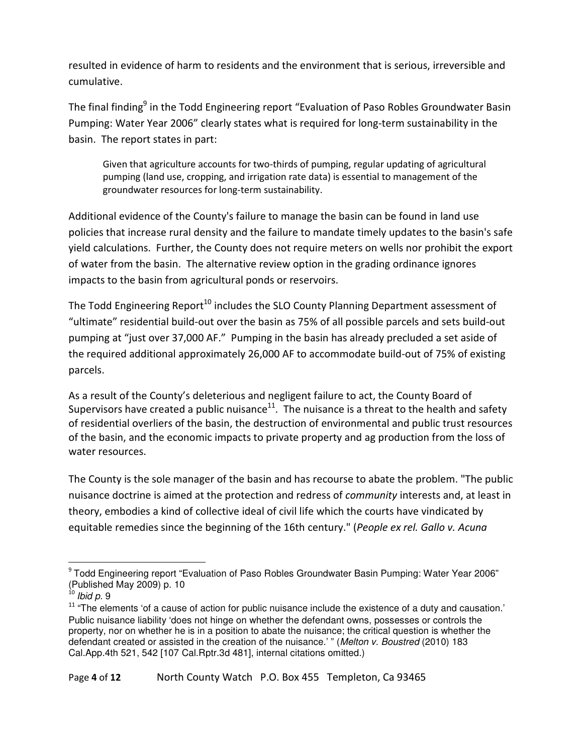resulted in evidence of harm to residents and the environment that is serious, irreversible and cumulative.

The final finding[9] in the Todd Engineering report "Evaluation of Paso Robles Groundwater Basin Pumping: Water Year 2006" clearly states what is required for long-term sustainability in the basin. The report states in part:

> Given that agriculture accounts for two-thirds of pumping, regular updating of agricultural pumping (land use, cropping, and irrigation rate data) is essential to management of the groundwater resources for long-term sustainability.

Additional evidence of the County's failure to manage the basin can be found in land use policies that increase rural density and the failure to mandate timely updates to the basin's safe yield calculations. Further, the County does not require meters on wells nor prohibit the export of water from the basin. The alternative review option in the grading ordinance ignores impacts to the basin from agricultural ponds or reservoirs.

The Todd Engineering Report[10] includes the SLO County Planning Department assessment of "ultimate" residential build-out over the basin as 75% of all possible parcels and sets build-out pumping at "just over 37,000 AF." Pumping in the basin has already precluded a set aside of the required additional approximately 26,000 AF to accommodate build-out of 75% of existing parcels.

As a result of the County's deleterious and negligent failure to act, the County Board of Supervisors have created a public nuisance[11]. The nuisance is a threat to the health and safety of residential overliers of the basin, the destruction of environmental and public trust resources of the basin, and the economic impacts to private property and ag production from the loss of water resources.

The County is the sole manager of the basin and has recourse to abate the problem. "The public nuisance doctrine is aimed at the protection and redress of *community* interests and, at least in theory, embodies a kind of collective ideal of civil life which the courts have vindicated by equitable remedies since the beginning of the 16th century." (*People ex rel. Gallo v. Acuna*

---

[9] Todd Engineering report "Evaluation of Paso Robles Groundwater Basin Pumping: Water Year 2006" (Published May 2009) p. 10

[10] *Ibid p.* 9

[11] "The elements 'of a cause of action for public nuisance include the existence of a duty and causation.' Public nuisance liability 'does not hinge on whether the defendant owns, possesses or controls the property, nor on whether he is in a position to abate the nuisance; the critical question is whether the defendant created or assisted in the creation of the nuisance.' " (*Melton v. Boustred* (2010) 183 Cal.App.4th 521, 542 [107 Cal.Rptr.3d 481], internal citations omitted.)

North County Watch P.O. Box 455 Templeton, Ca 93465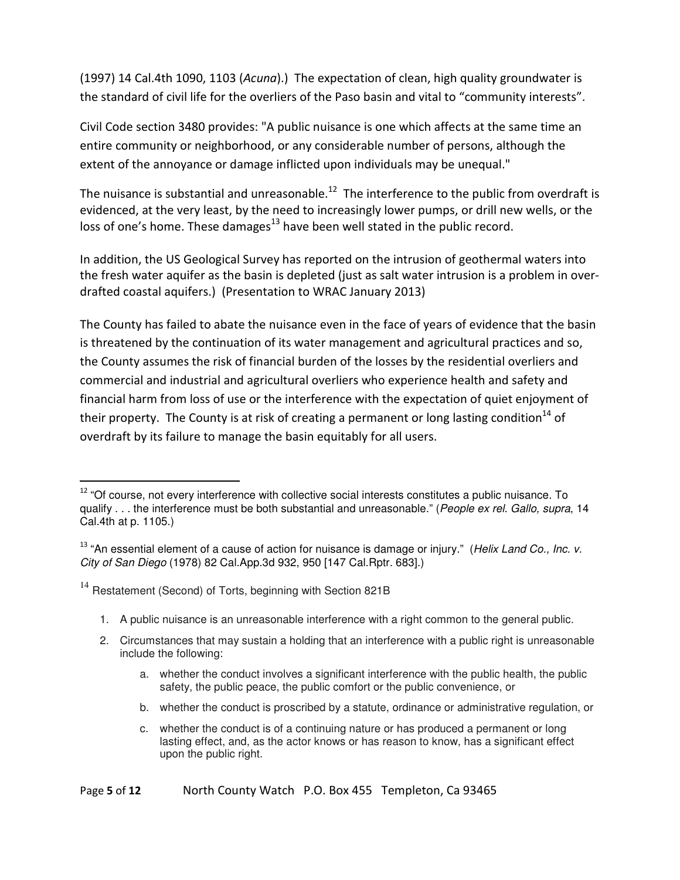(1997) 14 Cal.4th 1090, 1103 (*Acuna*).) The expectation of clean, high quality groundwater is the standard of civil life for the overliers of the Paso basin and vital to "community interests".

Civil Code section 3480 provides: "A public nuisance is one which affects at the same time an entire community or neighborhood, or any considerable number of persons, although the extent of the annoyance or damage inflicted upon individuals may be unequal."

The nuisance is substantial and unreasonable.[12] The interference to the public from overdraft is evidenced, at the very least, by the need to increasingly lower pumps, or drill new wells, or the loss of one's home. These damages[13] have been well stated in the public record.

In addition, the US Geological Survey has reported on the intrusion of geothermal waters into the fresh water aquifer as the basin is depleted (just as salt water intrusion is a problem in over-drafted coastal aquifers.) (Presentation to WRAC January 2013)

The County has failed to abate the nuisance even in the face of years of evidence that the basin is threatened by the continuation of its water management and agricultural practices and so, the County assumes the risk of financial burden of the losses by the residential overliers and commercial and industrial and agricultural overliers who experience health and safety and financial harm from loss of use or the interference with the expectation of quiet enjoyment of their property. The County is at risk of creating a permanent or long lasting condition[14] of overdraft by its failure to manage the basin equitably for all users.

---

[12] "Of course, not every interference with collective social interests constitutes a public nuisance. To qualify . . . the interference must be both substantial and unreasonable." (*People ex rel. Gallo, supra*, 14 Cal.4th at p. 1105.)

[13] "An essential element of a cause of action for nuisance is damage or injury." (*Helix Land Co., Inc. v. City of San Diego* (1978) 82 Cal.App.3d 932, 950 [147 Cal.Rptr. 683].)

[14] Restatement (Second) of Torts, beginning with Section 821B

1. A public nuisance is an unreasonable interference with a right common to the general public.
2. Circumstances that may sustain a holding that an interference with a public right is unreasonable include the following:
    a. whether the conduct involves a significant interference with the public health, the public safety, the public peace, the public comfort or the public convenience, or
    b. whether the conduct is proscribed by a statute, ordinance or administrative regulation, or
    c. whether the conduct is of a continuing nature or has produced a permanent or long lasting effect, and, as the actor knows or has reason to know, has a significant effect upon the public right.

North County Watch P.O. Box 455 Templeton, Ca 93465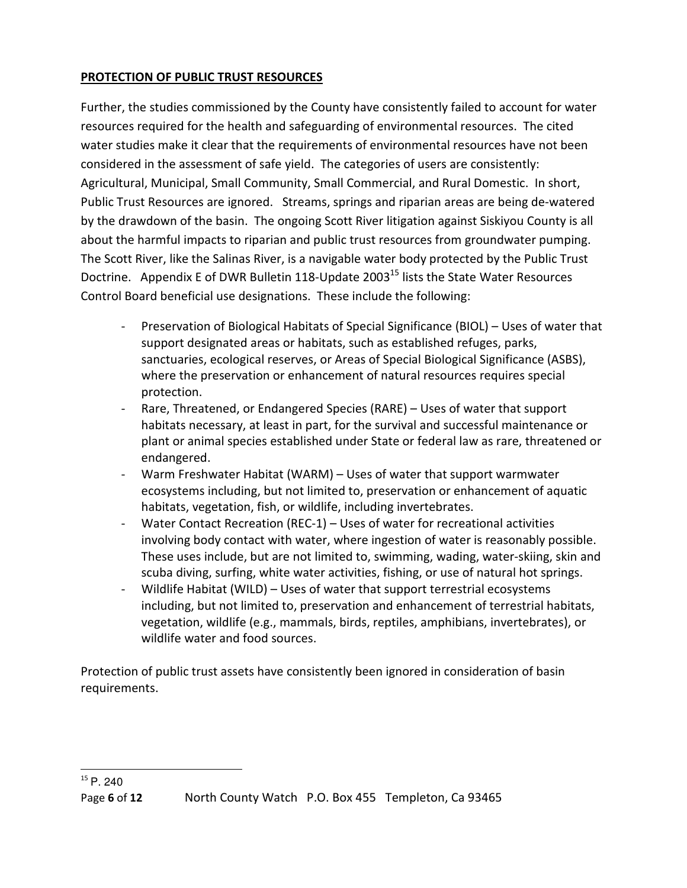## PROTECTION OF PUBLIC TRUST RESOURCES

Further, the studies commissioned by the County have consistently failed to account for water resources required for the health and safeguarding of environmental resources. The cited water studies make it clear that the requirements of environmental resources have not been considered in the assessment of safe yield. The categories of users are consistently: Agricultural, Municipal, Small Community, Small Commercial, and Rural Domestic. In short, Public Trust Resources are ignored. Streams, springs and riparian areas are being de-watered by the drawdown of the basin. The ongoing Scott River litigation against Siskiyou County is all about the harmful impacts to riparian and public trust resources from groundwater pumping. The Scott River, like the Salinas River, is a navigable water body protected by the Public Trust Doctrine. Appendix E of DWR Bulletin 118-Update 2003[15] lists the State Water Resources Control Board beneficial use designations. These include the following:

- Preservation of Biological Habitats of Special Significance (BIOL) – Uses of water that support designated areas or habitats, such as established refuges, parks, sanctuaries, ecological reserves, or Areas of Special Biological Significance (ASBS), where the preservation or enhancement of natural resources requires special protection.
- Rare, Threatened, or Endangered Species (RARE) – Uses of water that support habitats necessary, at least in part, for the survival and successful maintenance or plant or animal species established under State or federal law as rare, threatened or endangered.
- Warm Freshwater Habitat (WARM) – Uses of water that support warmwater ecosystems including, but not limited to, preservation or enhancement of aquatic habitats, vegetation, fish, or wildlife, including invertebrates.
- Water Contact Recreation (REC-1) – Uses of water for recreational activities involving body contact with water, where ingestion of water is reasonably possible. These uses include, but are not limited to, swimming, wading, water-skiing, skin and scuba diving, surfing, white water activities, fishing, or use of natural hot springs.
- Wildlife Habitat (WILD) – Uses of water that support terrestrial ecosystems including, but not limited to, preservation and enhancement of terrestrial habitats, vegetation, wildlife (e.g., mammals, birds, reptiles, amphibians, invertebrates), or wildlife water and food sources.

Protection of public trust assets have consistently been ignored in consideration of basin requirements.

[15] P. 240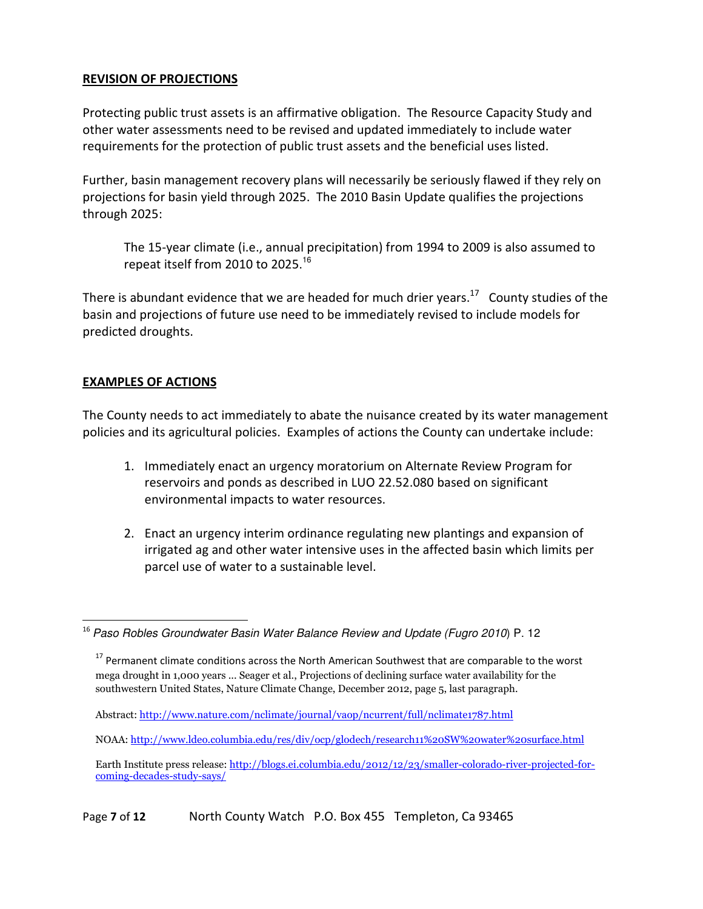## REVISION OF PROJECTIONS

Protecting public trust assets is an affirmative obligation. The Resource Capacity Study and other water assessments need to be revised and updated immediately to include water requirements for the protection of public trust assets and the beneficial uses listed.

Further, basin management recovery plans will necessarily be seriously flawed if they rely on projections for basin yield through 2025. The 2010 Basin Update qualifies the projections through 2025:

> The 15-year climate (i.e., annual precipitation) from 1994 to 2009 is also assumed to repeat itself from 2010 to 2025.[16]

There is abundant evidence that we are headed for much drier years.[17] County studies of the basin and projections of future use need to be immediately revised to include models for predicted droughts.

## EXAMPLES OF ACTIONS

The County needs to act immediately to abate the nuisance created by its water management policies and its agricultural policies. Examples of actions the County can undertake include:

1. Immediately enact an urgency moratorium on Alternate Review Program for reservoirs and ponds as described in LUO 22.52.080 based on significant environmental impacts to water resources.

2. Enact an urgency interim ordinance regulating new plantings and expansion of irrigated ag and other water intensive uses in the affected basin which limits per parcel use of water to a sustainable level.

---

[16] *Paso Robles Groundwater Basin Water Balance Review and Update (Fugro 2010*) P. 12

[17] Permanent climate conditions across the North American Southwest that are comparable to the worst mega drought in 1,000 years ... Seager et al., Projections of declining surface water availability for the southwestern United States, Nature Climate Change, December 2012, page 5, last paragraph.

Abstract: http://www.nature.com/nclimate/journal/vaop/ncurrent/full/nclimate1787.html

NOAA: http://www.ldeo.columbia.edu/res/div/ocp/glodech/research11%20SW%20water%20surface.html

Earth Institute press release: http://blogs.ei.columbia.edu/2012/12/23/smaller-colorado-river-projected-for-coming-decades-study-says/

North County Watch P.O. Box 455 Templeton, Ca 93465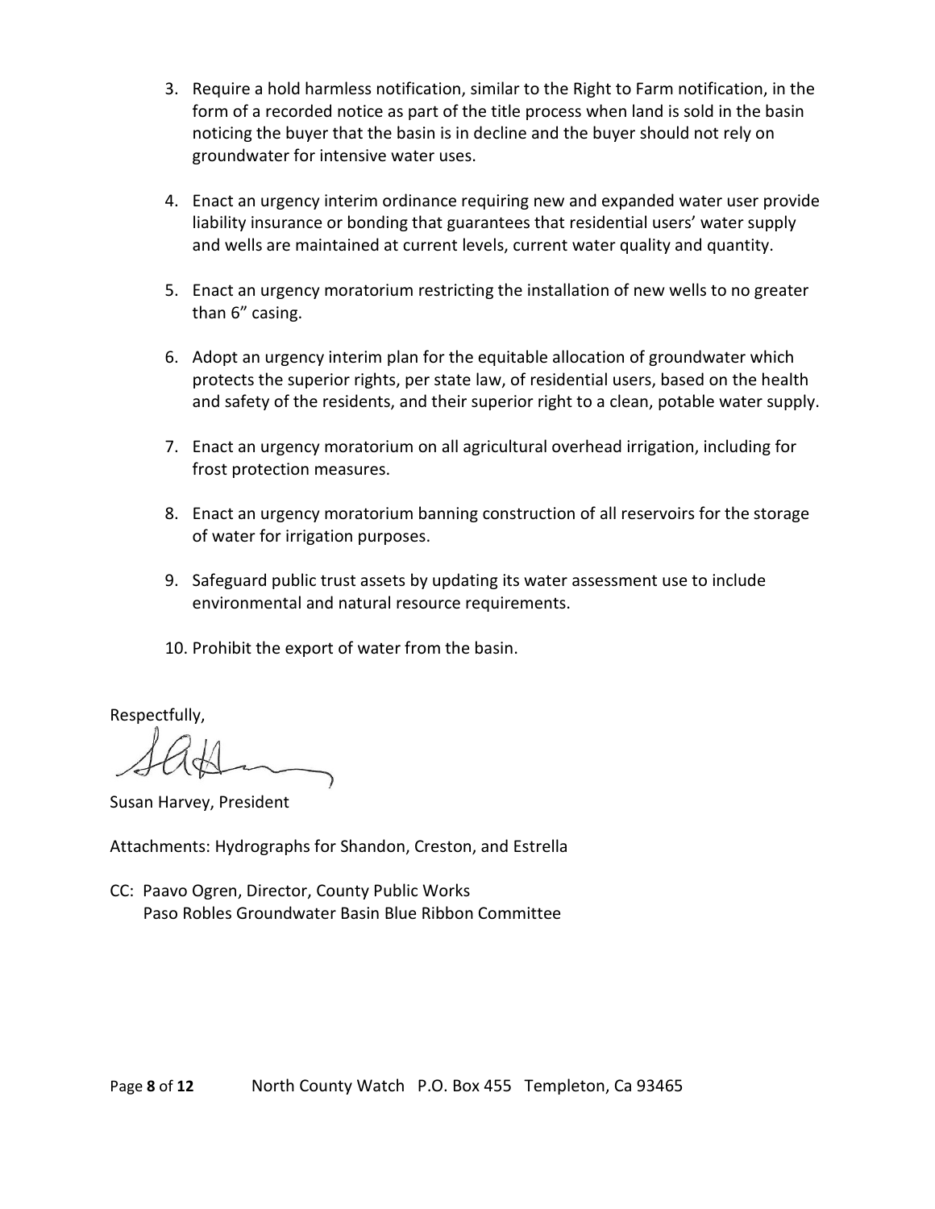3. Require a hold harmless notification, similar to the Right to Farm notification, in the form of a recorded notice as part of the title process when land is sold in the basin noticing the buyer that the basin is in decline and the buyer should not rely on groundwater for intensive water uses.

4. Enact an urgency interim ordinance requiring new and expanded water user provide liability insurance or bonding that guarantees that residential users' water supply and wells are maintained at current levels, current water quality and quantity.

5. Enact an urgency moratorium restricting the installation of new wells to no greater than 6" casing.

6. Adopt an urgency interim plan for the equitable allocation of groundwater which protects the superior rights, per state law, of residential users, based on the health and safety of the residents, and their superior right to a clean, potable water supply.

7. Enact an urgency moratorium on all agricultural overhead irrigation, including for frost protection measures.

8. Enact an urgency moratorium banning construction of all reservoirs for the storage of water for irrigation purposes.

9. Safeguard public trust assets by updating its water assessment use to include environmental and natural resource requirements.

10. Prohibit the export of water from the basin.

Respectfully,

Susan Harvey, President

Attachments: Hydrographs for Shandon, Creston, and Estrella

CC: Paavo Ogren, Director, County Public Works
Paso Robles Groundwater Basin Blue Ribbon Committee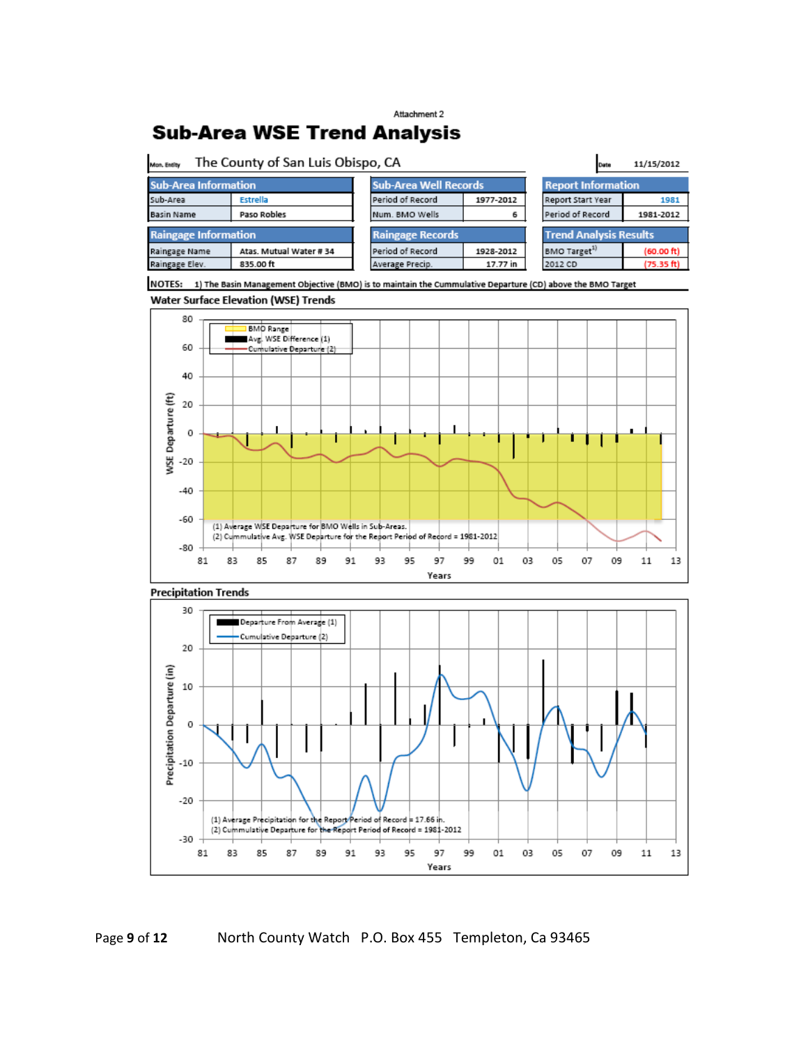Attachment 2

# Sub-Area WSE Trend Analysis

Mon. Entity: The County of San Luis Obispo, CA

Date: 11/15/2012

| Sub-Area Information | |
|---|---|
| Sub-Area | Estrella |
| Basin Name | Paso Robles |

| Sub-Area Well Records | |
|---|---|
| Period of Record | 1977-2012 |
| Num. BMO Wells | 6 |

| Report Information | |
|---|---|
| Report Start Year | 1981 |
| Period of Record | 1981-2012 |

| Raingage Information | |
|---|---|
| Raingage Name | Atas. Mutual Water # 34 |
| Raingage Elev. | 835.00 ft |

| Raingage Records | |
|---|---|
| Period of Record | 1928-2012 |
| Average Precip. | 17.77 in |

| Trend Analysis Results | |
|---|---|
| BMO Target[1] | (60.00 ft) |
| 2012 CD | (75.35 ft) |

NOTES: 1) The Basin Management Objective (BMO) is to maintain the Cummulative Departure (CD) above the BMO Target

## Water Surface Elevation (WSE) Trends

(1) Average WSE Departure for BMO Wells in Sub-Areas.
(2) Cummulative Avg. WSE Departure for the Report Period of Record = 1981-2012

## Precipitation Trends

(1) Average Precipitation for the Report Period of Record = 17.66 in.
(2) Cummulative Departure for the Report Period of Record = 1981-2012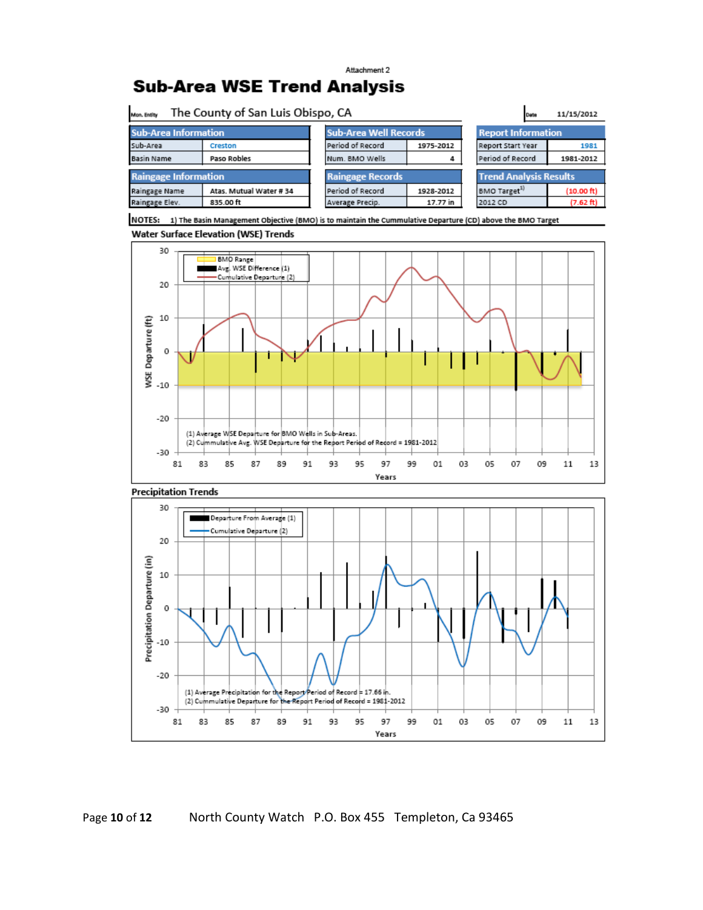Attachment 2

# Sub-Area WSE Trend Analysis

| Mon. Entity | The County of San Luis Obispo, CA | Date | 11/15/2012 |
|---|---|---|---|

| Sub-Area Information | |
|---|---|
| Sub-Area | Creston |
| Basin Name | Paso Robles |

| Sub-Area Well Records | |
|---|---|
| Period of Record | 1975-2012 |
| Num. BMO Wells | 4 |

| Report Information | |
|---|---|
| Report Start Year | 1981 |
| Period of Record | 1981-2012 |

| Raingage Information | |
|---|---|
| Raingage Name | Atas. Mutual Water # 34 |
| Raingage Elev. | 835.00 ft |

| Raingage Records | |
|---|---|
| Period of Record | 1928-2012 |
| Average Precip. | 17.77 in |

| Trend Analysis Results | |
|---|---|
| BMO Target[1] | (10.00 ft) |
| 2012 CD | (7.62 ft) |

NOTES: 1) The Basin Management Objective (BMO) is to maintain the Cummulative Departure (CD) above the BMO Target

## Water Surface Elevation (WSE) Trends

Legend: BMO Range; Avg. WSE Difference (1); Cumulative Departure (2)

(1) Average WSE Departure for BMO Wells in Sub-Areas.
(2) Cummulative Avg. WSE Departure for the Report Period of Record = 1981-2012

Axes: WSE Departure (ft); Years

## Precipitation Trends

Legend: Departure From Average (1); Cumulative Departure (2)

(1) Average Precipitation for the Report Period of Record = 17.66 in.
(2) Cummulative Departure for the Report Period of Record = 1981-2012

Axes: Precipitation Departure (in); Years

North County Watch P.O. Box 455 Templeton, Ca 93465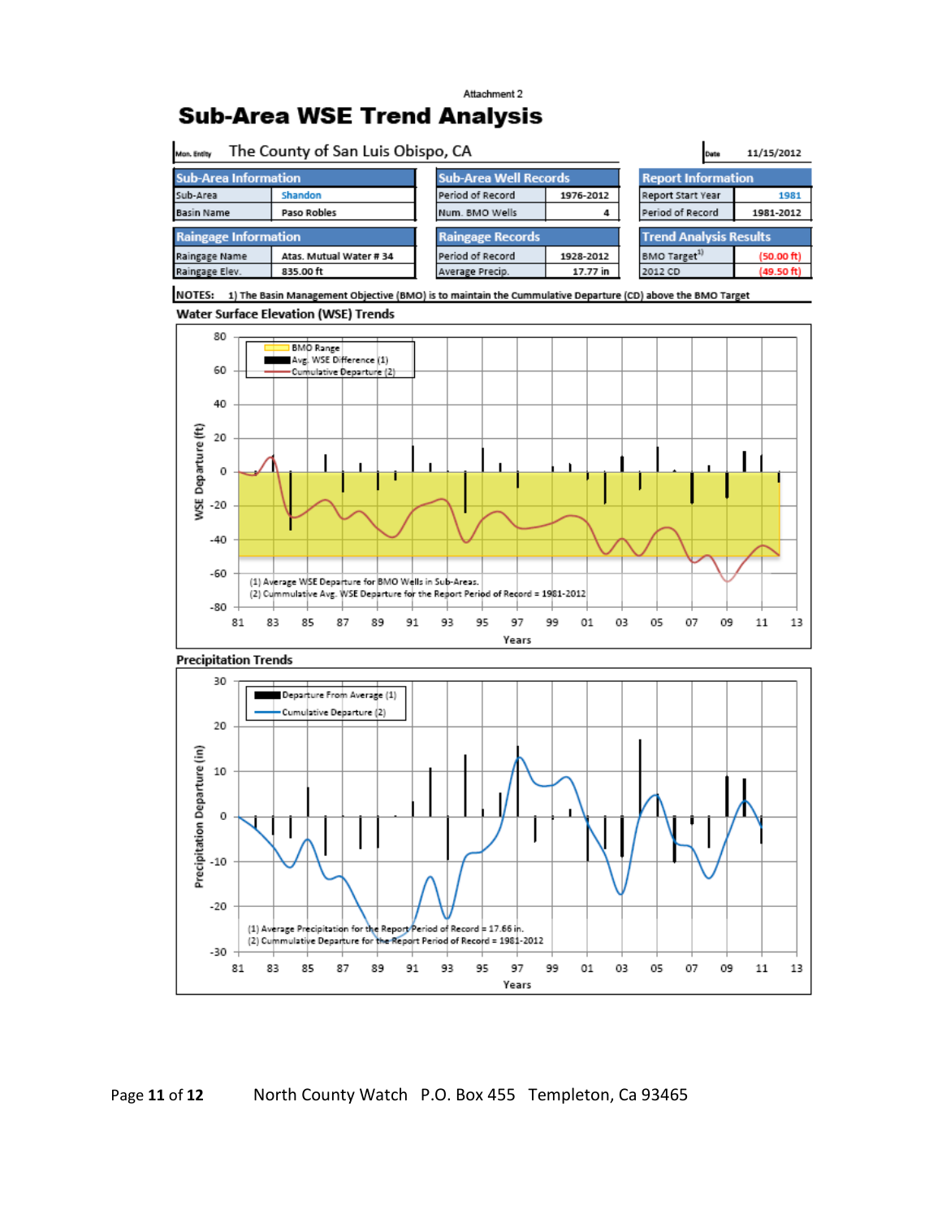Attachment 2

# Sub-Area WSE Trend Analysis

| Mon. Entity | The County of San Luis Obispo, CA | Date | 11/15/2012 |
|---|---|---|---|

| Sub-Area Information | | Sub-Area Well Records | | Report Information | |
|---|---|---|---|---|---|
| Sub-Area | Shandon | Period of Record | 1976-2012 | Report Start Year | 1981 |
| Basin Name | Paso Robles | Num. BMO Wells | 4 | Period of Record | 1981-2012 |

| Raingage Information | | Raingage Records | | Trend Analysis Results | |
|---|---|---|---|---|---|
| Raingage Name | Atas. Mutual Water # 34 | Period of Record | 1928-2012 | BMO Target[1] | (50.00 ft) |
| Raingage Elev. | 835.00 ft | Average Precip. | 17.77 in | 2012 CD | (49.50 ft) |

NOTES: 1) The Basin Management Objective (BMO) is to maintain the Cummulative Departure (CD) above the BMO Target

## Water Surface Elevation (WSE) Trends

Legend: BMO Range; Avg. WSE Difference (1); Cumulative Departure (2)

(1) Average WSE Departure for BMO Wells in Sub-Areas.
(2) Cummulative Avg. WSE Departure for the Report Period of Record = 1981-2012

Y-axis: WSE Departure (ft); X-axis: Years

## Precipitation Trends

Legend: Departure From Average (1); Cumulative Departure (2)

(1) Average Precipitation for the Report Period of Record = 17.66 in.
(2) Cummulative Departure for the Report Period of Record = 1981-2012

Y-axis: Precipitation Departure (in); X-axis: Years

North County Watch P.O. Box 455 Templeton, Ca 93465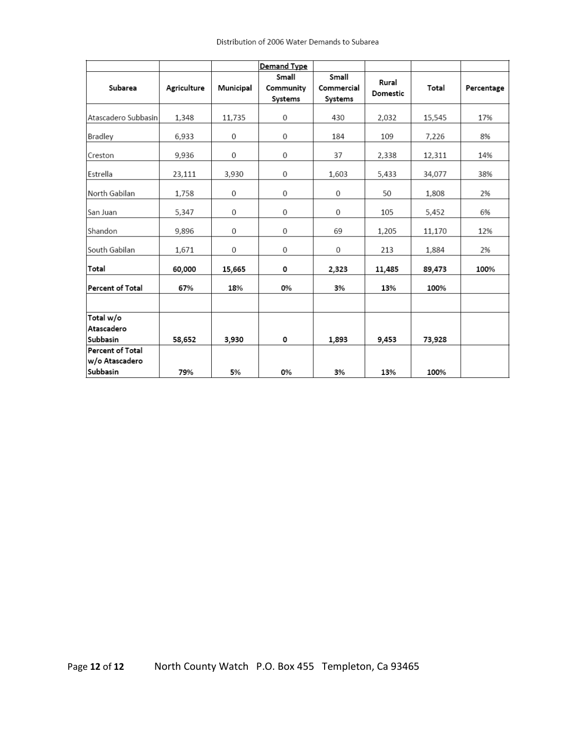Distribution of 2006 Water Demands to Subarea

| | | | Demand Type | | | | |
|---|---|---|---|---|---|---|---|
| **Subarea** | **Agriculture** | **Municipal** | **Small Community Systems** | **Small Commercial Systems** | **Rural Domestic** | **Total** | **Percentage** |
| Atascadero Subbasin | 1,348 | 11,735 | 0 | 430 | 2,032 | 15,545 | 17% |
| Bradley | 6,933 | 0 | 0 | 184 | 109 | 7,226 | 8% |
| Creston | 9,936 | 0 | 0 | 37 | 2,338 | 12,311 | 14% |
| Estrella | 23,111 | 3,930 | 0 | 1,603 | 5,433 | 34,077 | 38% |
| North Gabilan | 1,758 | 0 | 0 | 0 | 50 | 1,808 | 2% |
| San Juan | 5,347 | 0 | 0 | 0 | 105 | 5,452 | 6% |
| Shandon | 9,896 | 0 | 0 | 69 | 1,205 | 11,170 | 12% |
| South Gabilan | 1,671 | 0 | 0 | 0 | 213 | 1,884 | 2% |
| **Total** | **60,000** | **15,665** | **0** | **2,323** | **11,485** | **89,473** | **100%** |
| **Percent of Total** | **67%** | **18%** | **0%** | **3%** | **13%** | **100%** | |
| | | | | | | | |
| **Total w/o Atascadero Subbasin** | **58,652** | **3,930** | **0** | **1,893** | **9,453** | **73,928** | |
| **Percent of Total w/o Atascadero Subbasin** | **79%** | **5%** | **0%** | **3%** | **13%** | **100%** | |

North County Watch P.O. Box 455 Templeton, Ca 93465